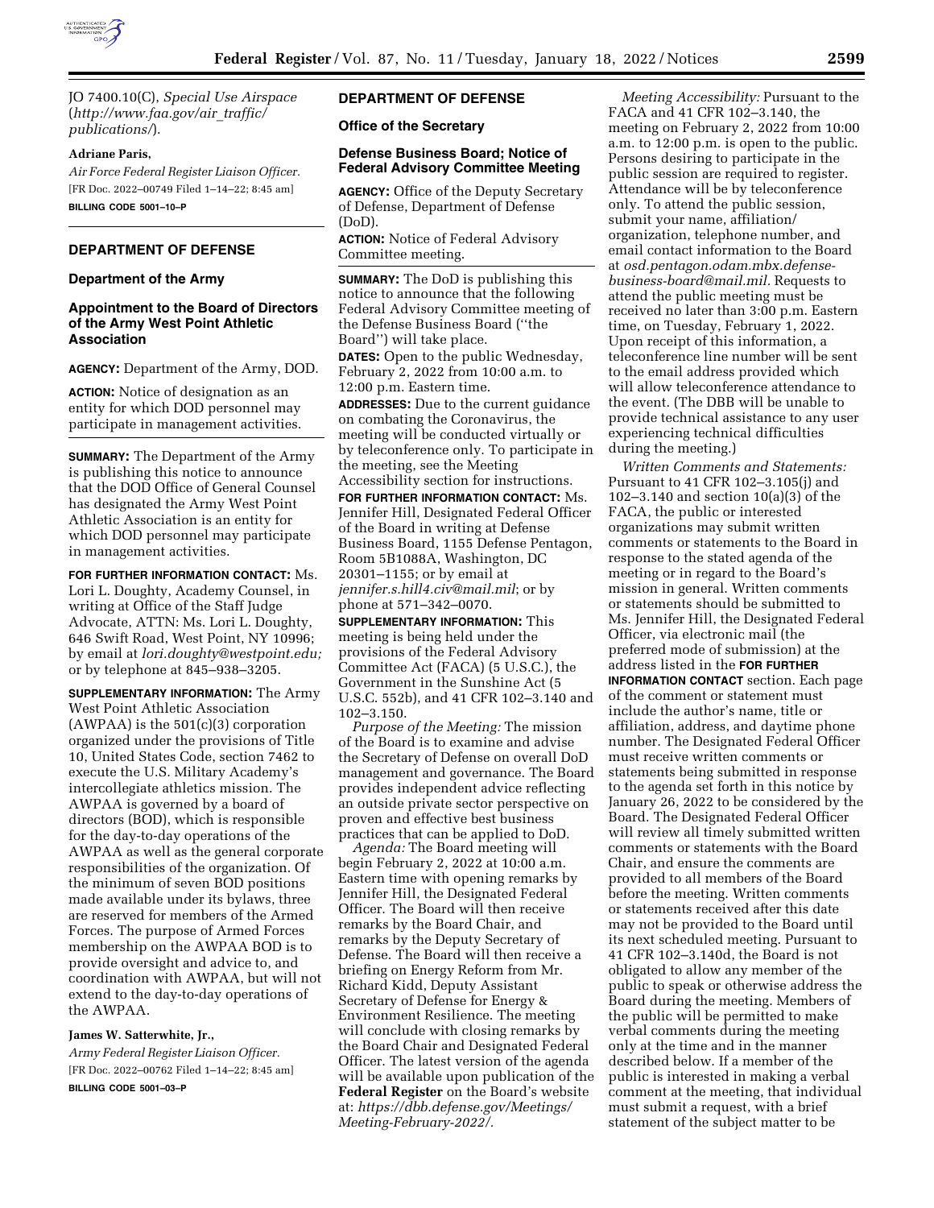JO 7400.10(C), *Special Use Airspace* (*http://www.faa.gov/air_traffic/publications/*).

**Adriane Paris,**

*Air Force Federal Register Liaison Officer.*

[FR Doc. 2022–00749 Filed 1–14–22; 8:45 am]

**BILLING CODE 5001–10–P**

## DEPARTMENT OF DEFENSE

### Department of the Army

### Appointment to the Board of Directors of the Army West Point Athletic Association

**AGENCY:** Department of the Army, DOD.

**ACTION:** Notice of designation as an entity for which DOD personnel may participate in management activities.

**SUMMARY:** The Department of the Army is publishing this notice to announce that the DOD Office of General Counsel has designated the Army West Point Athletic Association is an entity for which DOD personnel may participate in management activities.

**FOR FURTHER INFORMATION CONTACT:** Ms. Lori L. Doughty, Academy Counsel, in writing at Office of the Staff Judge Advocate, ATTN: Ms. Lori L. Doughty, 646 Swift Road, West Point, NY 10996; by email at *lori.doughty@westpoint.edu;* or by telephone at 845–938–3205.

**SUPPLEMENTARY INFORMATION:** The Army West Point Athletic Association (AWPAA) is the 501(c)(3) corporation organized under the provisions of Title 10, United States Code, section 7462 to execute the U.S. Military Academy's intercollegiate athletics mission. The AWPAA is governed by a board of directors (BOD), which is responsible for the day-to-day operations of the AWPAA as well as the general corporate responsibilities of the organization. Of the minimum of seven BOD positions made available under its bylaws, three are reserved for members of the Armed Forces. The purpose of Armed Forces membership on the AWPAA BOD is to provide oversight and advice to, and coordination with AWPAA, but will not extend to the day-to-day operations of the AWPAA.

**James W. Satterwhite, Jr.,**

*Army Federal Register Liaison Officer.*

[FR Doc. 2022–00762 Filed 1–14–22; 8:45 am]

**BILLING CODE 5001–03–P**

## DEPARTMENT OF DEFENSE

### Office of the Secretary

### Defense Business Board; Notice of Federal Advisory Committee Meeting

**AGENCY:** Office of the Deputy Secretary of Defense, Department of Defense (DoD).

**ACTION:** Notice of Federal Advisory Committee meeting.

**SUMMARY:** The DoD is publishing this notice to announce that the following Federal Advisory Committee meeting of the Defense Business Board (''the Board'') will take place.

**DATES:** Open to the public Wednesday, February 2, 2022 from 10:00 a.m. to 12:00 p.m. Eastern time.

**ADDRESSES:** Due to the current guidance on combating the Coronavirus, the meeting will be conducted virtually or by teleconference only. To participate in the meeting, see the Meeting Accessibility section for instructions.

**FOR FURTHER INFORMATION CONTACT:** Ms. Jennifer Hill, Designated Federal Officer of the Board in writing at Defense Business Board, 1155 Defense Pentagon, Room 5B1088A, Washington, DC 20301–1155; or by email at *jennifer.s.hill4.civ@mail.mil*; or by phone at 571–342–0070.

**SUPPLEMENTARY INFORMATION:** This meeting is being held under the provisions of the Federal Advisory Committee Act (FACA) (5 U.S.C.), the Government in the Sunshine Act (5 U.S.C. 552b), and 41 CFR 102–3.140 and 102–3.150.

*Purpose of the Meeting:* The mission of the Board is to examine and advise the Secretary of Defense on overall DoD management and governance. The Board provides independent advice reflecting an outside private sector perspective on proven and effective best business practices that can be applied to DoD.

*Agenda:* The Board meeting will begin February 2, 2022 at 10:00 a.m. Eastern time with opening remarks by Jennifer Hill, the Designated Federal Officer. The Board will then receive remarks by the Board Chair, and remarks by the Deputy Secretary of Defense. The Board will then receive a briefing on Energy Reform from Mr. Richard Kidd, Deputy Assistant Secretary of Defense for Energy & Environment Resilience. The meeting will conclude with closing remarks by the Board Chair and Designated Federal Officer. The latest version of the agenda will be available upon publication of the **Federal Register** on the Board's website at: *https://dbb.defense.gov/Meetings/Meeting-February-2022/.*

*Meeting Accessibility:* Pursuant to the FACA and 41 CFR 102–3.140, the meeting on February 2, 2022 from 10:00 a.m. to 12:00 p.m. is open to the public. Persons desiring to participate in the public session are required to register. Attendance will be by teleconference only. To attend the public session, submit your name, affiliation/organization, telephone number, and email contact information to the Board at *osd.pentagon.odam.mbx.defense-business-board@mail.mil.* Requests to attend the public meeting must be received no later than 3:00 p.m. Eastern time, on Tuesday, February 1, 2022. Upon receipt of this information, a teleconference line number will be sent to the email address provided which will allow teleconference attendance to the event. (The DBB will be unable to provide technical assistance to any user experiencing technical difficulties during the meeting.)

*Written Comments and Statements:* Pursuant to 41 CFR 102–3.105(j) and 102–3.140 and section 10(a)(3) of the FACA, the public or interested organizations may submit written comments or statements to the Board in response to the stated agenda of the meeting or in regard to the Board's mission in general. Written comments or statements should be submitted to Ms. Jennifer Hill, the Designated Federal Officer, via electronic mail (the preferred mode of submission) at the address listed in the **FOR FURTHER INFORMATION CONTACT** section. Each page of the comment or statement must include the author's name, title or affiliation, address, and daytime phone number. The Designated Federal Officer must receive written comments or statements being submitted in response to the agenda set forth in this notice by January 26, 2022 to be considered by the Board. The Designated Federal Officer will review all timely submitted written comments or statements with the Board Chair, and ensure the comments are provided to all members of the Board before the meeting. Written comments or statements received after this date may not be provided to the Board until its next scheduled meeting. Pursuant to 41 CFR 102–3.140d, the Board is not obligated to allow any member of the public to speak or otherwise address the Board during the meeting. Members of the public will be permitted to make verbal comments during the meeting only at the time and in the manner described below. If a member of the public is interested in making a verbal comment at the meeting, that individual must submit a request, with a brief statement of the subject matter to be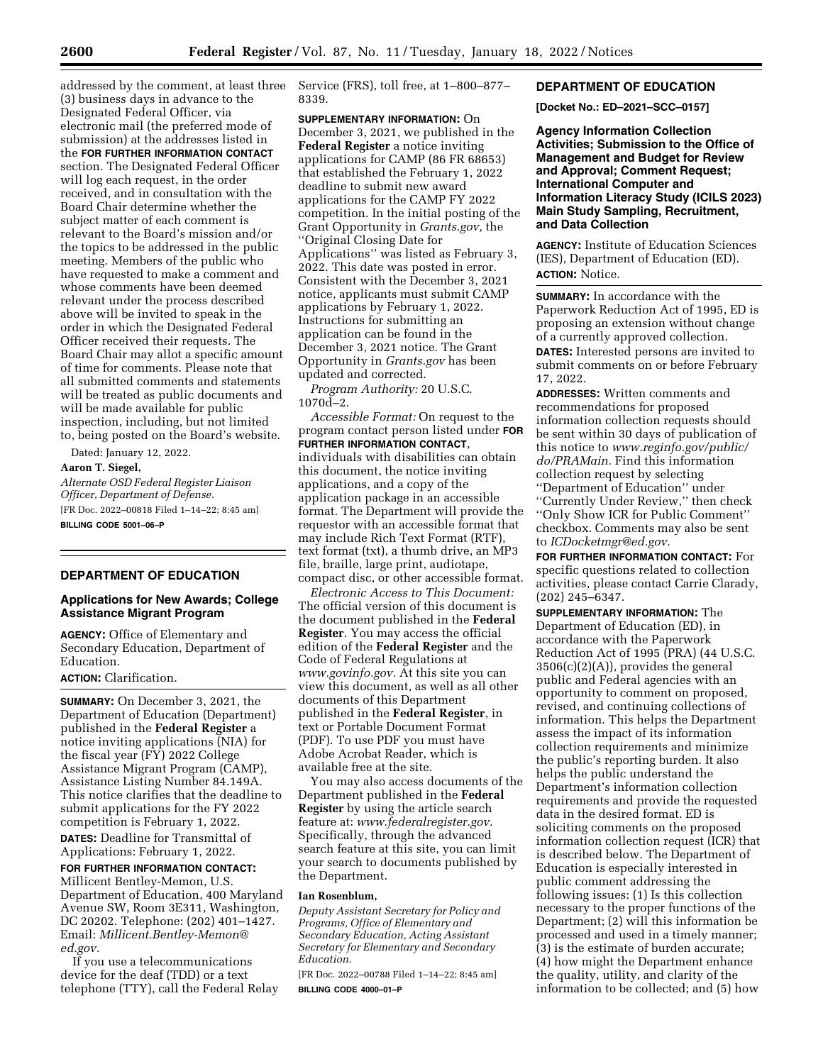addressed by the comment, at least three (3) business days in advance to the Designated Federal Officer, via electronic mail (the preferred mode of submission) at the addresses listed in the **FOR FURTHER INFORMATION CONTACT** section. The Designated Federal Officer will log each request, in the order received, and in consultation with the Board Chair determine whether the subject matter of each comment is relevant to the Board's mission and/or the topics to be addressed in the public meeting. Members of the public who have requested to make a comment and whose comments have been deemed relevant under the process described above will be invited to speak in the order in which the Designated Federal Officer received their requests. The Board Chair may allot a specific amount of time for comments. Please note that all submitted comments and statements will be treated as public documents and will be made available for public inspection, including, but not limited to, being posted on the Board's website.

Dated: January 12, 2022.

**Aaron T. Siegel,**

*Alternate OSD Federal Register Liaison Officer, Department of Defense.*

[FR Doc. 2022–00818 Filed 1–14–22; 8:45 am]

**BILLING CODE 5001–06–P**

## DEPARTMENT OF EDUCATION

### Applications for New Awards; College Assistance Migrant Program

**AGENCY:** Office of Elementary and Secondary Education, Department of Education.

**ACTION:** Clarification.

**SUMMARY:** On December 3, 2021, the Department of Education (Department) published in the **Federal Register** a notice inviting applications (NIA) for the fiscal year (FY) 2022 College Assistance Migrant Program (CAMP), Assistance Listing Number 84.149A. This notice clarifies that the deadline to submit applications for the FY 2022 competition is February 1, 2022.

**DATES:** Deadline for Transmittal of Applications: February 1, 2022.

**FOR FURTHER INFORMATION CONTACT:** Millicent Bentley-Memon, U.S. Department of Education, 400 Maryland Avenue SW, Room 3E311, Washington, DC 20202. Telephone: (202) 401–1427. Email: *Millicent.Bentley-Memon@ed.gov.*

If you use a telecommunications device for the deaf (TDD) or a text telephone (TTY), call the Federal Relay Service (FRS), toll free, at 1–800–877–8339.

**SUPPLEMENTARY INFORMATION:** On December 3, 2021, we published in the **Federal Register** a notice inviting applications for CAMP (86 FR 68653) that established the February 1, 2022 deadline to submit new award applications for the CAMP FY 2022 competition. In the initial posting of the Grant Opportunity in *Grants.gov,* the ''Original Closing Date for Applications'' was listed as February 3, 2022. This date was posted in error. Consistent with the December 3, 2021 notice, applicants must submit CAMP applications by February 1, 2022. Instructions for submitting an application can be found in the December 3, 2021 notice. The Grant Opportunity in *Grants.gov* has been updated and corrected.

*Program Authority:* 20 U.S.C. 1070d–2.

*Accessible Format:* On request to the program contact person listed under **FOR FURTHER INFORMATION CONTACT**, individuals with disabilities can obtain this document, the notice inviting applications, and a copy of the application package in an accessible format. The Department will provide the requestor with an accessible format that may include Rich Text Format (RTF), text format (txt), a thumb drive, an MP3 file, braille, large print, audiotape, compact disc, or other accessible format.

*Electronic Access to This Document:* The official version of this document is the document published in the **Federal Register**. You may access the official edition of the **Federal Register** and the Code of Federal Regulations at *www.govinfo.gov.* At this site you can view this document, as well as all other documents of this Department published in the **Federal Register**, in text or Portable Document Format (PDF). To use PDF you must have Adobe Acrobat Reader, which is available free at the site.

You may also access documents of the Department published in the **Federal Register** by using the article search feature at: *www.federalregister.gov.* Specifically, through the advanced search feature at this site, you can limit your search to documents published by the Department.

**Ian Rosenblum,**

*Deputy Assistant Secretary for Policy and Programs, Office of Elementary and Secondary Education, Acting Assistant Secretary for Elementary and Secondary Education.*

[FR Doc. 2022–00788 Filed 1–14–22; 8:45 am]

**BILLING CODE 4000–01–P**

## DEPARTMENT OF EDUCATION

**[Docket No.: ED–2021–SCC–0157]**

### Agency Information Collection Activities; Submission to the Office of Management and Budget for Review and Approval; Comment Request; International Computer and Information Literacy Study (ICILS 2023) Main Study Sampling, Recruitment, and Data Collection

**AGENCY:** Institute of Education Sciences (IES), Department of Education (ED).

**ACTION:** Notice.

**SUMMARY:** In accordance with the Paperwork Reduction Act of 1995, ED is proposing an extension without change of a currently approved collection.

**DATES:** Interested persons are invited to submit comments on or before February 17, 2022.

**ADDRESSES:** Written comments and recommendations for proposed information collection requests should be sent within 30 days of publication of this notice to *www.reginfo.gov/public/do/PRAMain.* Find this information collection request by selecting ''Department of Education'' under ''Currently Under Review,'' then check ''Only Show ICR for Public Comment'' checkbox. Comments may also be sent to *ICDocketmgr@ed.gov.*

**FOR FURTHER INFORMATION CONTACT:** For specific questions related to collection activities, please contact Carrie Clarady, (202) 245–6347.

**SUPPLEMENTARY INFORMATION:** The Department of Education (ED), in accordance with the Paperwork Reduction Act of 1995 (PRA) (44 U.S.C. 3506(c)(2)(A)), provides the general public and Federal agencies with an opportunity to comment on proposed, revised, and continuing collections of information. This helps the Department assess the impact of its information collection requirements and minimize the public's reporting burden. It also helps the public understand the Department's information collection requirements and provide the requested data in the desired format. ED is soliciting comments on the proposed information collection request (ICR) that is described below. The Department of Education is especially interested in public comment addressing the following issues: (1) Is this collection necessary to the proper functions of the Department; (2) will this information be processed and used in a timely manner; (3) is the estimate of burden accurate; (4) how might the Department enhance the quality, utility, and clarity of the information to be collected; and (5) how